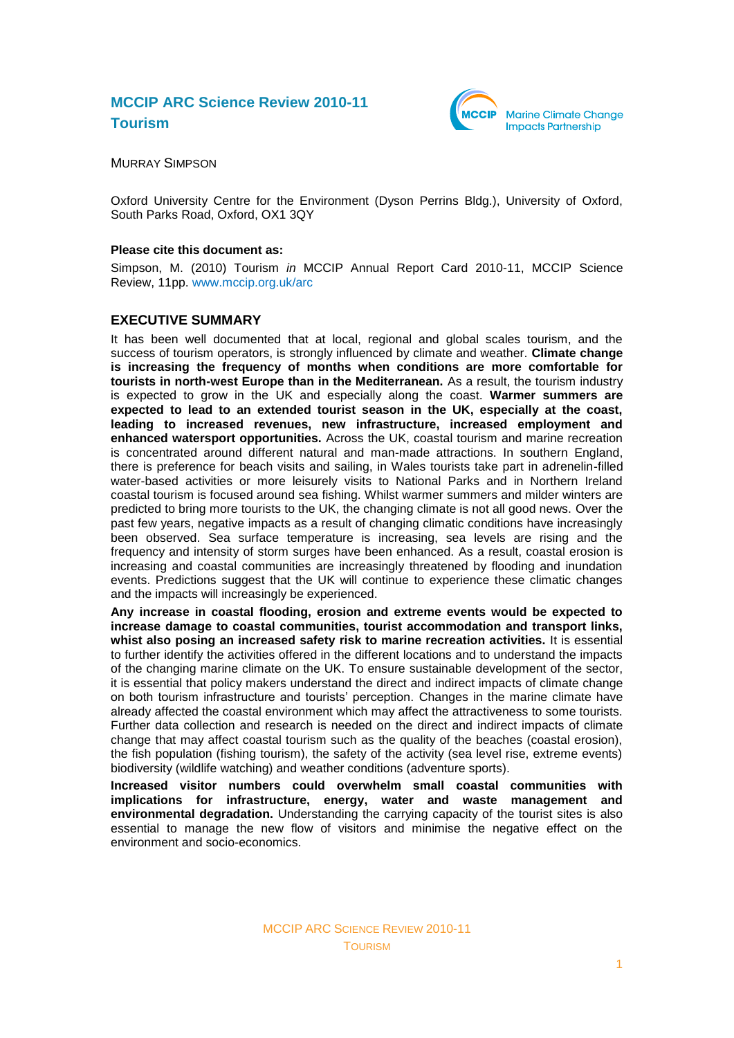# MCCIP ARC Science Review 2010-11
# Tourism

MURRAY SIMPSON

Oxford University Centre for the Environment (Dyson Perrins Bldg.), University of Oxford, South Parks Road, Oxford, OX1 3QY

**Please cite this document as:**

Simpson, M. (2010) Tourism *in* MCCIP Annual Report Card 2010-11, MCCIP Science Review, 11pp. www.mccip.org.uk/arc

## EXECUTIVE SUMMARY

It has been well documented that at local, regional and global scales tourism, and the success of tourism operators, is strongly influenced by climate and weather. **Climate change is increasing the frequency of months when conditions are more comfortable for tourists in north-west Europe than in the Mediterranean.** As a result, the tourism industry is expected to grow in the UK and especially along the coast. **Warmer summers are expected to lead to an extended tourist season in the UK, especially at the coast, leading to increased revenues, new infrastructure, increased employment and enhanced watersport opportunities.** Across the UK, coastal tourism and marine recreation is concentrated around different natural and man-made attractions. In southern England, there is preference for beach visits and sailing, in Wales tourists take part in adrenelin-filled water-based activities or more leisurely visits to National Parks and in Northern Ireland coastal tourism is focused around sea fishing. Whilst warmer summers and milder winters are predicted to bring more tourists to the UK, the changing climate is not all good news. Over the past few years, negative impacts as a result of changing climatic conditions have increasingly been observed. Sea surface temperature is increasing, sea levels are rising and the frequency and intensity of storm surges have been enhanced. As a result, coastal erosion is increasing and coastal communities are increasingly threatened by flooding and inundation events. Predictions suggest that the UK will continue to experience these climatic changes and the impacts will increasingly be experienced.

**Any increase in coastal flooding, erosion and extreme events would be expected to increase damage to coastal communities, tourist accommodation and transport links, whist also posing an increased safety risk to marine recreation activities.** It is essential to further identify the activities offered in the different locations and to understand the impacts of the changing marine climate on the UK. To ensure sustainable development of the sector, it is essential that policy makers understand the direct and indirect impacts of climate change on both tourism infrastructure and tourists' perception. Changes in the marine climate have already affected the coastal environment which may affect the attractiveness to some tourists. Further data collection and research is needed on the direct and indirect impacts of climate change that may affect coastal tourism such as the quality of the beaches (coastal erosion), the fish population (fishing tourism), the safety of the activity (sea level rise, extreme events) biodiversity (wildlife watching) and weather conditions (adventure sports).

**Increased visitor numbers could overwhelm small coastal communities with implications for infrastructure, energy, water and waste management and environmental degradation.** Understanding the carrying capacity of the tourist sites is also essential to manage the new flow of visitors and minimise the negative effect on the environment and socio-economics.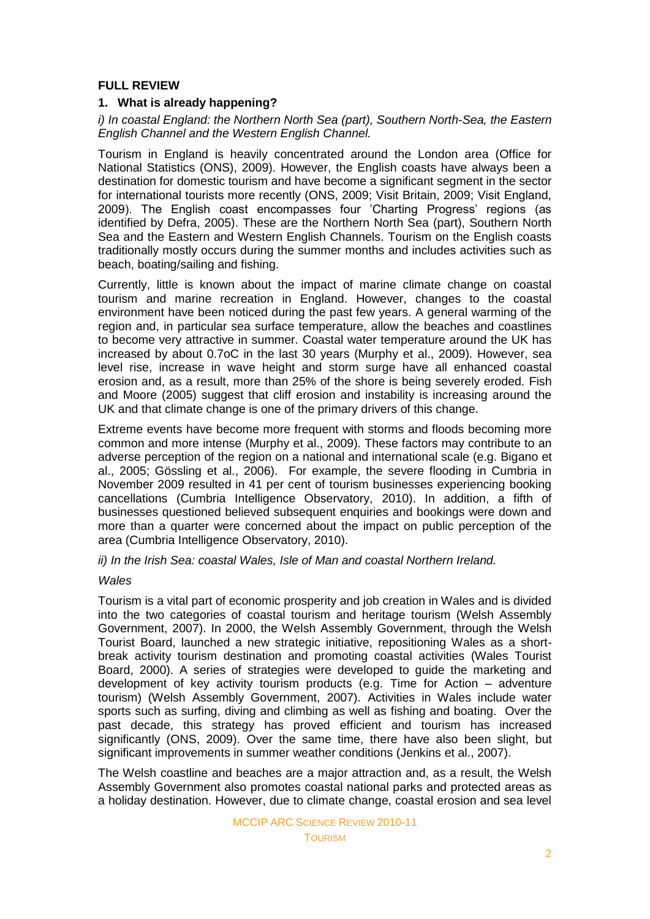## FULL REVIEW

### 1. What is already happening?

*i) In coastal England: the Northern North Sea (part), Southern North-Sea, the Eastern English Channel and the Western English Channel.*

Tourism in England is heavily concentrated around the London area (Office for National Statistics (ONS), 2009). However, the English coasts have always been a destination for domestic tourism and have become a significant segment in the sector for international tourists more recently (ONS, 2009; Visit Britain, 2009; Visit England, 2009). The English coast encompasses four 'Charting Progress' regions (as identified by Defra, 2005). These are the Northern North Sea (part), Southern North Sea and the Eastern and Western English Channels. Tourism on the English coasts traditionally mostly occurs during the summer months and includes activities such as beach, boating/sailing and fishing.

Currently, little is known about the impact of marine climate change on coastal tourism and marine recreation in England. However, changes to the coastal environment have been noticed during the past few years. A general warming of the region and, in particular sea surface temperature, allow the beaches and coastlines to become very attractive in summer. Coastal water temperature around the UK has increased by about 0.7oC in the last 30 years (Murphy et al., 2009). However, sea level rise, increase in wave height and storm surge have all enhanced coastal erosion and, as a result, more than 25% of the shore is being severely eroded. Fish and Moore (2005) suggest that cliff erosion and instability is increasing around the UK and that climate change is one of the primary drivers of this change.

Extreme events have become more frequent with storms and floods becoming more common and more intense (Murphy et al., 2009). These factors may contribute to an adverse perception of the region on a national and international scale (e.g. Bigano et al., 2005; Gössling et al., 2006). For example, the severe flooding in Cumbria in November 2009 resulted in 41 per cent of tourism businesses experiencing booking cancellations (Cumbria Intelligence Observatory, 2010). In addition, a fifth of businesses questioned believed subsequent enquiries and bookings were down and more than a quarter were concerned about the impact on public perception of the area (Cumbria Intelligence Observatory, 2010).

*ii) In the Irish Sea: coastal Wales, Isle of Man and coastal Northern Ireland.*

*Wales*

Tourism is a vital part of economic prosperity and job creation in Wales and is divided into the two categories of coastal tourism and heritage tourism (Welsh Assembly Government, 2007). In 2000, the Welsh Assembly Government, through the Welsh Tourist Board, launched a new strategic initiative, repositioning Wales as a short-break activity tourism destination and promoting coastal activities (Wales Tourist Board, 2000). A series of strategies were developed to guide the marketing and development of key activity tourism products (e.g. Time for Action – adventure tourism) (Welsh Assembly Government, 2007). Activities in Wales include water sports such as surfing, diving and climbing as well as fishing and boating. Over the past decade, this strategy has proved efficient and tourism has increased significantly (ONS, 2009). Over the same time, there have also been slight, but significant improvements in summer weather conditions (Jenkins et al., 2007).

The Welsh coastline and beaches are a major attraction and, as a result, the Welsh Assembly Government also promotes coastal national parks and protected areas as a holiday destination. However, due to climate change, coastal erosion and sea level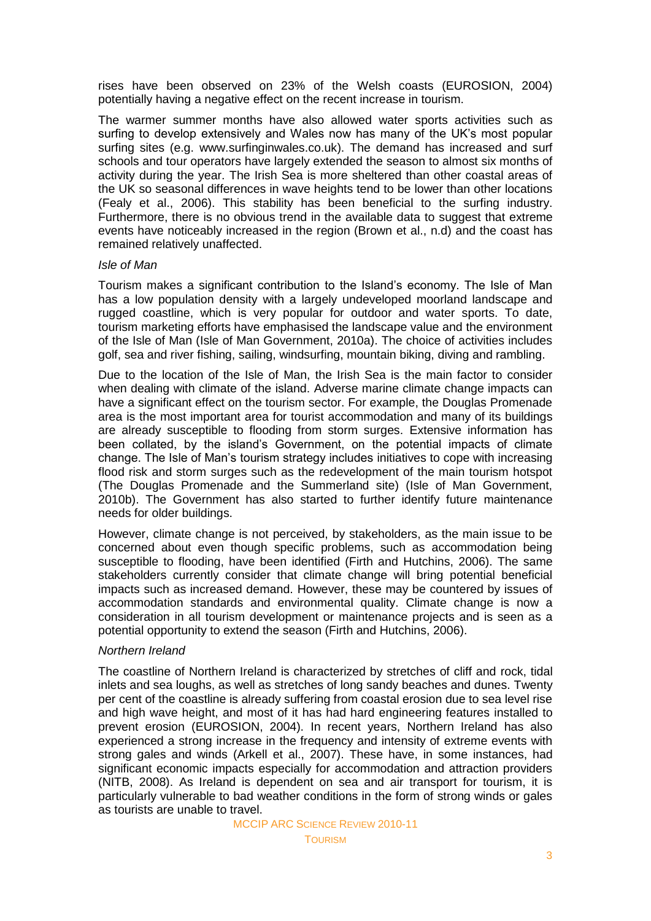rises have been observed on 23% of the Welsh coasts (EUROSION, 2004) potentially having a negative effect on the recent increase in tourism.

The warmer summer months have also allowed water sports activities such as surfing to develop extensively and Wales now has many of the UK's most popular surfing sites (e.g. www.surfinginwales.co.uk). The demand has increased and surf schools and tour operators have largely extended the season to almost six months of activity during the year. The Irish Sea is more sheltered than other coastal areas of the UK so seasonal differences in wave heights tend to be lower than other locations (Fealy et al., 2006). This stability has been beneficial to the surfing industry. Furthermore, there is no obvious trend in the available data to suggest that extreme events have noticeably increased in the region (Brown et al., n.d) and the coast has remained relatively unaffected.

*Isle of Man*

Tourism makes a significant contribution to the Island's economy. The Isle of Man has a low population density with a largely undeveloped moorland landscape and rugged coastline, which is very popular for outdoor and water sports. To date, tourism marketing efforts have emphasised the landscape value and the environment of the Isle of Man (Isle of Man Government, 2010a). The choice of activities includes golf, sea and river fishing, sailing, windsurfing, mountain biking, diving and rambling.

Due to the location of the Isle of Man, the Irish Sea is the main factor to consider when dealing with climate of the island. Adverse marine climate change impacts can have a significant effect on the tourism sector. For example, the Douglas Promenade area is the most important area for tourist accommodation and many of its buildings are already susceptible to flooding from storm surges. Extensive information has been collated, by the island's Government, on the potential impacts of climate change. The Isle of Man's tourism strategy includes initiatives to cope with increasing flood risk and storm surges such as the redevelopment of the main tourism hotspot (The Douglas Promenade and the Summerland site) (Isle of Man Government, 2010b). The Government has also started to further identify future maintenance needs for older buildings.

However, climate change is not perceived, by stakeholders, as the main issue to be concerned about even though specific problems, such as accommodation being susceptible to flooding, have been identified (Firth and Hutchins, 2006). The same stakeholders currently consider that climate change will bring potential beneficial impacts such as increased demand. However, these may be countered by issues of accommodation standards and environmental quality. Climate change is now a consideration in all tourism development or maintenance projects and is seen as a potential opportunity to extend the season (Firth and Hutchins, 2006).

*Northern Ireland*

The coastline of Northern Ireland is characterized by stretches of cliff and rock, tidal inlets and sea loughs, as well as stretches of long sandy beaches and dunes. Twenty per cent of the coastline is already suffering from coastal erosion due to sea level rise and high wave height, and most of it has had hard engineering features installed to prevent erosion (EUROSION, 2004). In recent years, Northern Ireland has also experienced a strong increase in the frequency and intensity of extreme events with strong gales and winds (Arkell et al., 2007). These have, in some instances, had significant economic impacts especially for accommodation and attraction providers (NITB, 2008). As Ireland is dependent on sea and air transport for tourism, it is particularly vulnerable to bad weather conditions in the form of strong winds or gales as tourists are unable to travel.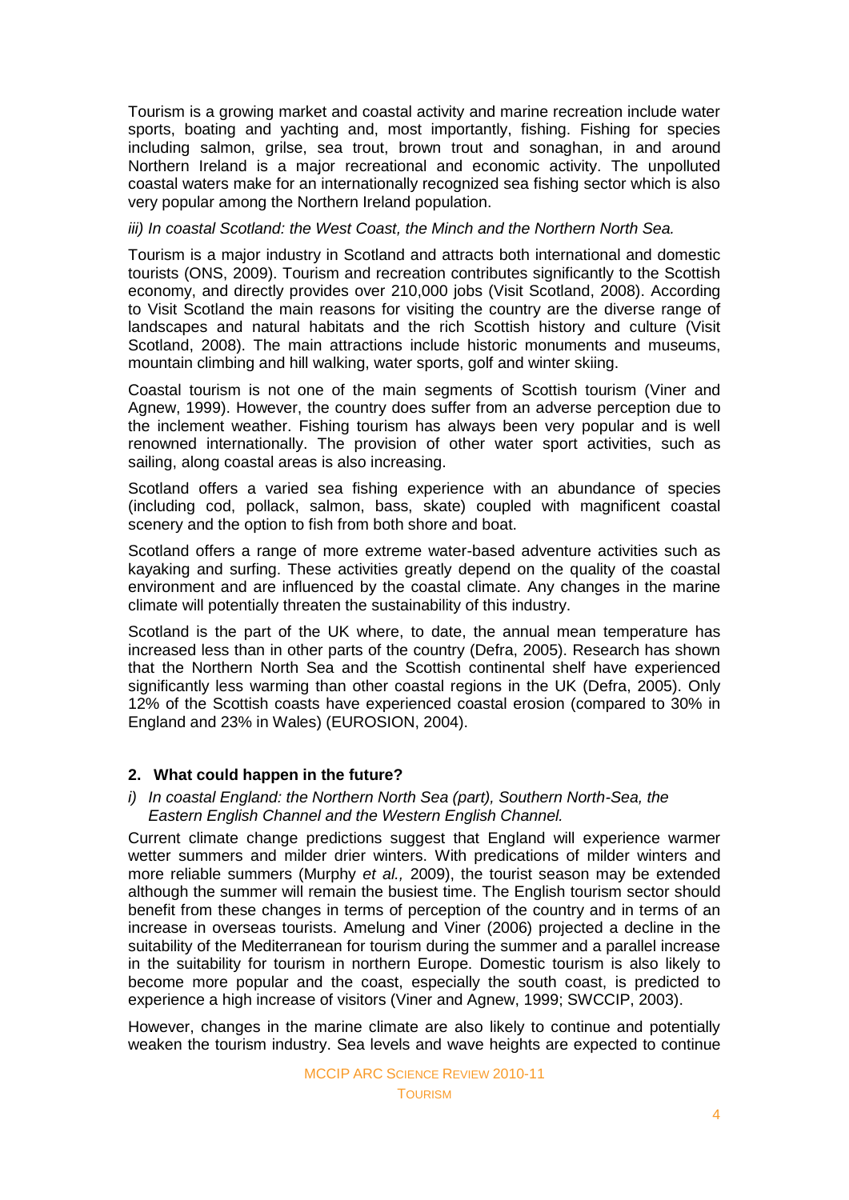Tourism is a growing market and coastal activity and marine recreation include water sports, boating and yachting and, most importantly, fishing. Fishing for species including salmon, grilse, sea trout, brown trout and sonaghan, in and around Northern Ireland is a major recreational and economic activity. The unpolluted coastal waters make for an internationally recognized sea fishing sector which is also very popular among the Northern Ireland population.

*iii) In coastal Scotland: the West Coast, the Minch and the Northern North Sea.*

Tourism is a major industry in Scotland and attracts both international and domestic tourists (ONS, 2009). Tourism and recreation contributes significantly to the Scottish economy, and directly provides over 210,000 jobs (Visit Scotland, 2008). According to Visit Scotland the main reasons for visiting the country are the diverse range of landscapes and natural habitats and the rich Scottish history and culture (Visit Scotland, 2008). The main attractions include historic monuments and museums, mountain climbing and hill walking, water sports, golf and winter skiing.

Coastal tourism is not one of the main segments of Scottish tourism (Viner and Agnew, 1999). However, the country does suffer from an adverse perception due to the inclement weather. Fishing tourism has always been very popular and is well renowned internationally. The provision of other water sport activities, such as sailing, along coastal areas is also increasing.

Scotland offers a varied sea fishing experience with an abundance of species (including cod, pollack, salmon, bass, skate) coupled with magnificent coastal scenery and the option to fish from both shore and boat.

Scotland offers a range of more extreme water-based adventure activities such as kayaking and surfing. These activities greatly depend on the quality of the coastal environment and are influenced by the coastal climate. Any changes in the marine climate will potentially threaten the sustainability of this industry.

Scotland is the part of the UK where, to date, the annual mean temperature has increased less than in other parts of the country (Defra, 2005). Research has shown that the Northern North Sea and the Scottish continental shelf have experienced significantly less warming than other coastal regions in the UK (Defra, 2005). Only 12% of the Scottish coasts have experienced coastal erosion (compared to 30% in England and 23% in Wales) (EUROSION, 2004).

## 2. What could happen in the future?

*i) In coastal England: the Northern North Sea (part), Southern North-Sea, the Eastern English Channel and the Western English Channel.*

Current climate change predictions suggest that England will experience warmer wetter summers and milder drier winters. With predications of milder winters and more reliable summers (Murphy *et al.,* 2009), the tourist season may be extended although the summer will remain the busiest time. The English tourism sector should benefit from these changes in terms of perception of the country and in terms of an increase in overseas tourists. Amelung and Viner (2006) projected a decline in the suitability of the Mediterranean for tourism during the summer and a parallel increase in the suitability for tourism in northern Europe. Domestic tourism is also likely to become more popular and the coast, especially the south coast, is predicted to experience a high increase of visitors (Viner and Agnew, 1999; SWCCIP, 2003).

However, changes in the marine climate are also likely to continue and potentially weaken the tourism industry. Sea levels and wave heights are expected to continue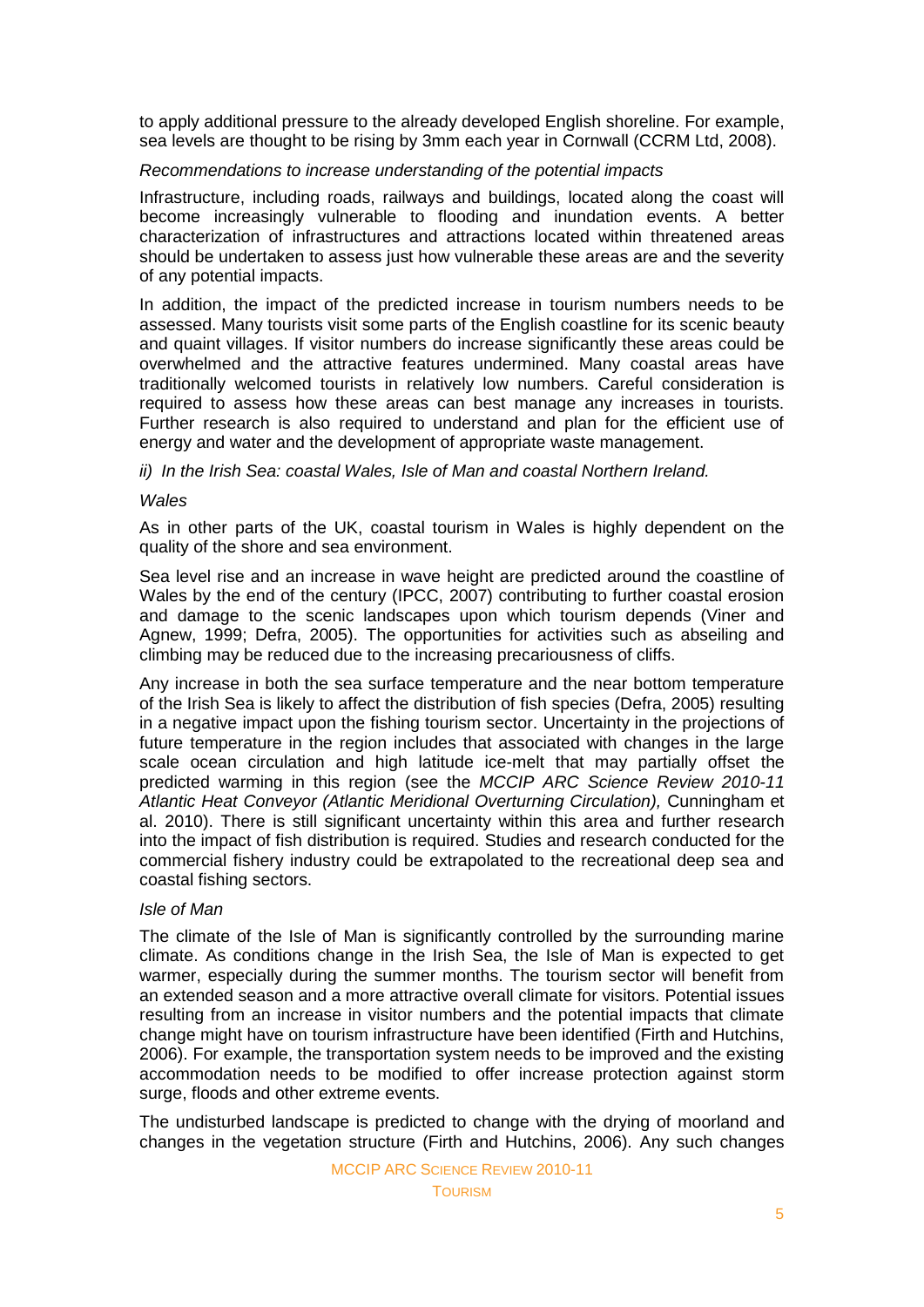to apply additional pressure to the already developed English shoreline. For example, sea levels are thought to be rising by 3mm each year in Cornwall (CCRM Ltd, 2008).

*Recommendations to increase understanding of the potential impacts*

Infrastructure, including roads, railways and buildings, located along the coast will become increasingly vulnerable to flooding and inundation events. A better characterization of infrastructures and attractions located within threatened areas should be undertaken to assess just how vulnerable these areas are and the severity of any potential impacts.

In addition, the impact of the predicted increase in tourism numbers needs to be assessed. Many tourists visit some parts of the English coastline for its scenic beauty and quaint villages. If visitor numbers do increase significantly these areas could be overwhelmed and the attractive features undermined. Many coastal areas have traditionally welcomed tourists in relatively low numbers. Careful consideration is required to assess how these areas can best manage any increases in tourists. Further research is also required to understand and plan for the efficient use of energy and water and the development of appropriate waste management.

*ii) In the Irish Sea: coastal Wales, Isle of Man and coastal Northern Ireland.*

*Wales*

As in other parts of the UK, coastal tourism in Wales is highly dependent on the quality of the shore and sea environment.

Sea level rise and an increase in wave height are predicted around the coastline of Wales by the end of the century (IPCC, 2007) contributing to further coastal erosion and damage to the scenic landscapes upon which tourism depends (Viner and Agnew, 1999; Defra, 2005). The opportunities for activities such as abseiling and climbing may be reduced due to the increasing precariousness of cliffs.

Any increase in both the sea surface temperature and the near bottom temperature of the Irish Sea is likely to affect the distribution of fish species (Defra, 2005) resulting in a negative impact upon the fishing tourism sector. Uncertainty in the projections of future temperature in the region includes that associated with changes in the large scale ocean circulation and high latitude ice-melt that may partially offset the predicted warming in this region (see the *MCCIP ARC Science Review 2010-11 Atlantic Heat Conveyor (Atlantic Meridional Overturning Circulation),* Cunningham et al. 2010). There is still significant uncertainty within this area and further research into the impact of fish distribution is required. Studies and research conducted for the commercial fishery industry could be extrapolated to the recreational deep sea and coastal fishing sectors.

*Isle of Man*

The climate of the Isle of Man is significantly controlled by the surrounding marine climate. As conditions change in the Irish Sea, the Isle of Man is expected to get warmer, especially during the summer months. The tourism sector will benefit from an extended season and a more attractive overall climate for visitors. Potential issues resulting from an increase in visitor numbers and the potential impacts that climate change might have on tourism infrastructure have been identified (Firth and Hutchins, 2006). For example, the transportation system needs to be improved and the existing accommodation needs to be modified to offer increase protection against storm surge, floods and other extreme events.

The undisturbed landscape is predicted to change with the drying of moorland and changes in the vegetation structure (Firth and Hutchins, 2006). Any such changes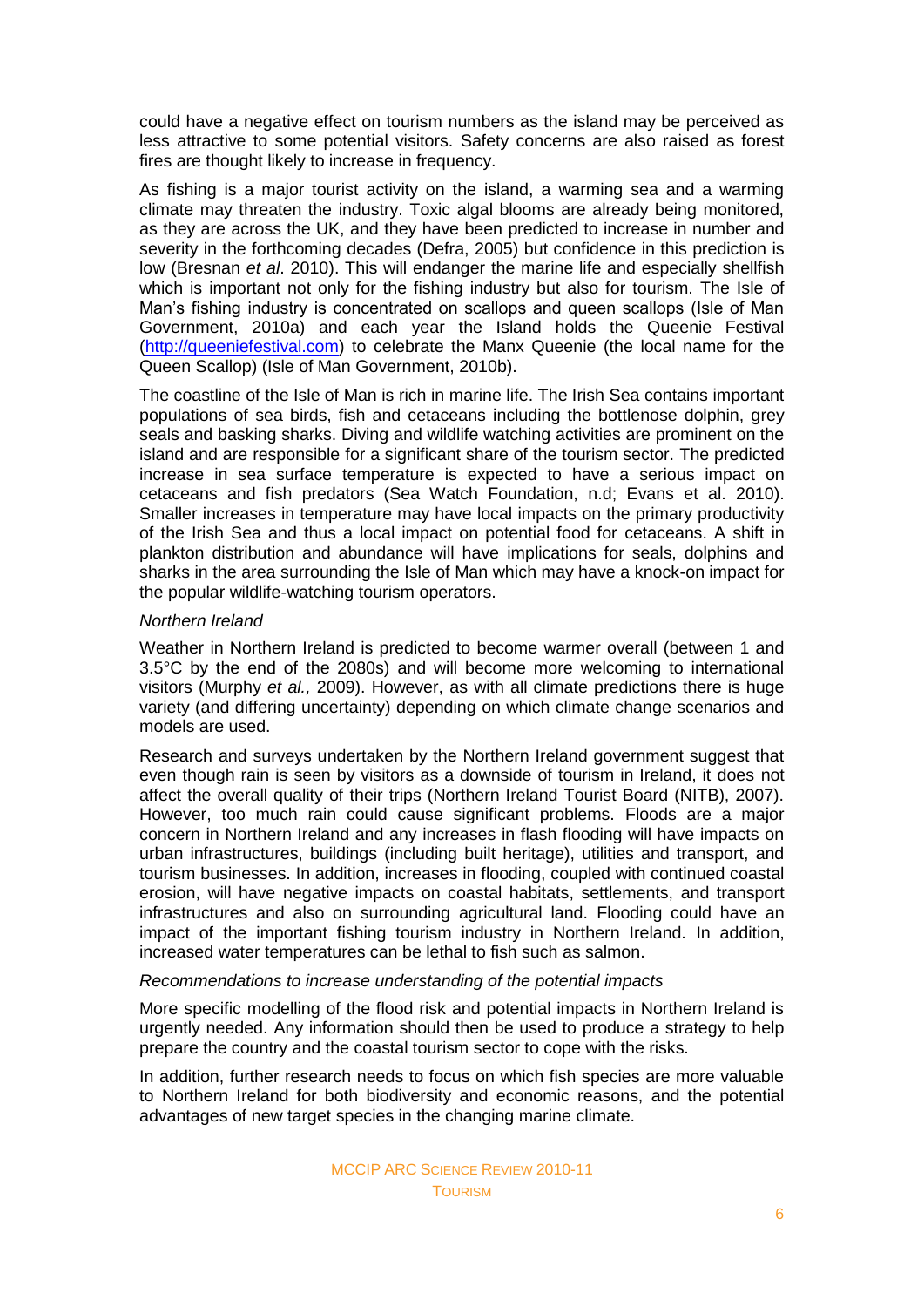could have a negative effect on tourism numbers as the island may be perceived as less attractive to some potential visitors. Safety concerns are also raised as forest fires are thought likely to increase in frequency.

As fishing is a major tourist activity on the island, a warming sea and a warming climate may threaten the industry. Toxic algal blooms are already being monitored, as they are across the UK, and they have been predicted to increase in number and severity in the forthcoming decades (Defra, 2005) but confidence in this prediction is low (Bresnan *et al*. 2010). This will endanger the marine life and especially shellfish which is important not only for the fishing industry but also for tourism. The Isle of Man's fishing industry is concentrated on scallops and queen scallops (Isle of Man Government, 2010a) and each year the Island holds the Queenie Festival ([http://queeniefestival.com](http://queeniefestival.com)) to celebrate the Manx Queenie (the local name for the Queen Scallop) (Isle of Man Government, 2010b).

The coastline of the Isle of Man is rich in marine life. The Irish Sea contains important populations of sea birds, fish and cetaceans including the bottlenose dolphin, grey seals and basking sharks. Diving and wildlife watching activities are prominent on the island and are responsible for a significant share of the tourism sector. The predicted increase in sea surface temperature is expected to have a serious impact on cetaceans and fish predators (Sea Watch Foundation, n.d; Evans et al. 2010). Smaller increases in temperature may have local impacts on the primary productivity of the Irish Sea and thus a local impact on potential food for cetaceans. A shift in plankton distribution and abundance will have implications for seals, dolphins and sharks in the area surrounding the Isle of Man which may have a knock-on impact for the popular wildlife-watching tourism operators.

*Northern Ireland*

Weather in Northern Ireland is predicted to become warmer overall (between 1 and 3.5°C by the end of the 2080s) and will become more welcoming to international visitors (Murphy *et al.,* 2009). However, as with all climate predictions there is huge variety (and differing uncertainty) depending on which climate change scenarios and models are used.

Research and surveys undertaken by the Northern Ireland government suggest that even though rain is seen by visitors as a downside of tourism in Ireland, it does not affect the overall quality of their trips (Northern Ireland Tourist Board (NITB), 2007). However, too much rain could cause significant problems. Floods are a major concern in Northern Ireland and any increases in flash flooding will have impacts on urban infrastructures, buildings (including built heritage), utilities and transport, and tourism businesses. In addition, increases in flooding, coupled with continued coastal erosion, will have negative impacts on coastal habitats, settlements, and transport infrastructures and also on surrounding agricultural land. Flooding could have an impact of the important fishing tourism industry in Northern Ireland. In addition, increased water temperatures can be lethal to fish such as salmon.

*Recommendations to increase understanding of the potential impacts*

More specific modelling of the flood risk and potential impacts in Northern Ireland is urgently needed. Any information should then be used to produce a strategy to help prepare the country and the coastal tourism sector to cope with the risks.

In addition, further research needs to focus on which fish species are more valuable to Northern Ireland for both biodiversity and economic reasons, and the potential advantages of new target species in the changing marine climate.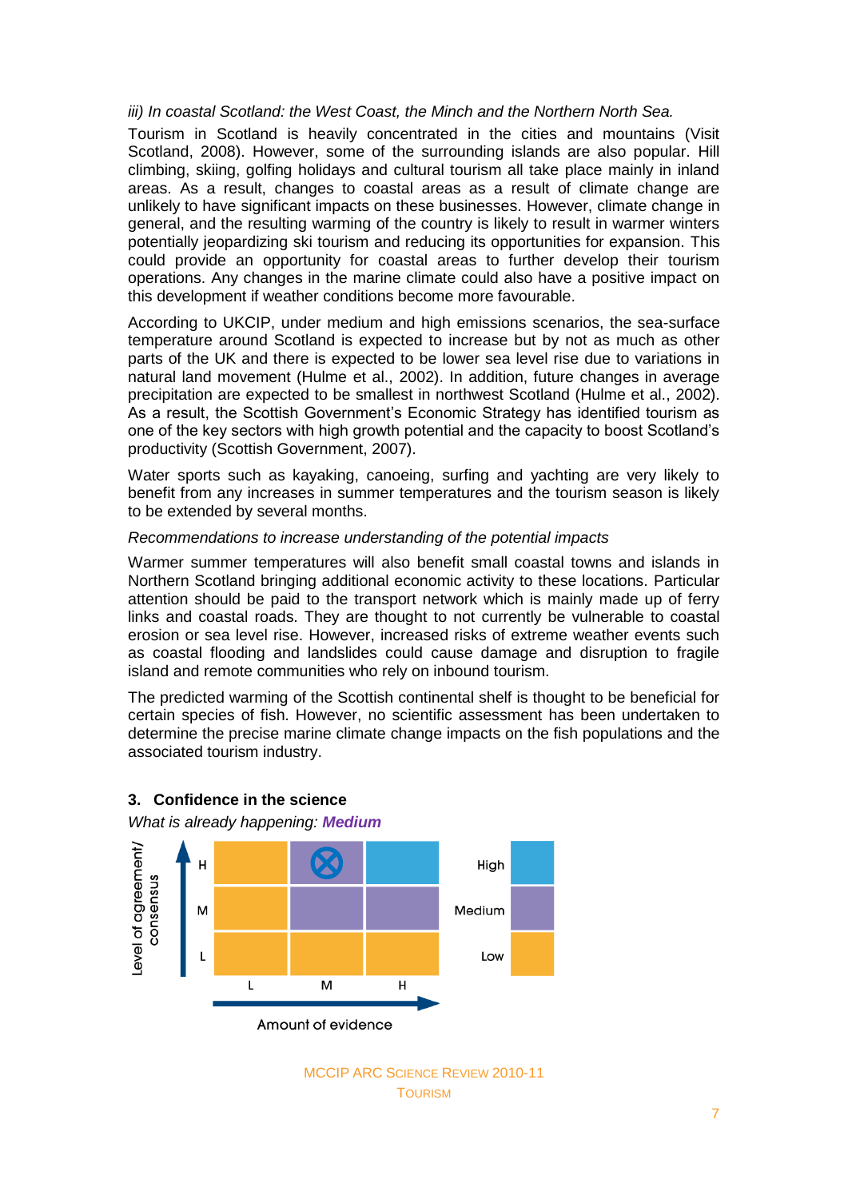*iii) In coastal Scotland: the West Coast, the Minch and the Northern North Sea.*

Tourism in Scotland is heavily concentrated in the cities and mountains (Visit Scotland, 2008). However, some of the surrounding islands are also popular. Hill climbing, skiing, golfing holidays and cultural tourism all take place mainly in inland areas. As a result, changes to coastal areas as a result of climate change are unlikely to have significant impacts on these businesses. However, climate change in general, and the resulting warming of the country is likely to result in warmer winters potentially jeopardizing ski tourism and reducing its opportunities for expansion. This could provide an opportunity for coastal areas to further develop their tourism operations. Any changes in the marine climate could also have a positive impact on this development if weather conditions become more favourable.

According to UKCIP, under medium and high emissions scenarios, the sea-surface temperature around Scotland is expected to increase but by not as much as other parts of the UK and there is expected to be lower sea level rise due to variations in natural land movement (Hulme et al., 2002). In addition, future changes in average precipitation are expected to be smallest in northwest Scotland (Hulme et al., 2002). As a result, the Scottish Government's Economic Strategy has identified tourism as one of the key sectors with high growth potential and the capacity to boost Scotland's productivity (Scottish Government, 2007).

Water sports such as kayaking, canoeing, surfing and yachting are very likely to benefit from any increases in summer temperatures and the tourism season is likely to be extended by several months.

*Recommendations to increase understanding of the potential impacts*

Warmer summer temperatures will also benefit small coastal towns and islands in Northern Scotland bringing additional economic activity to these locations. Particular attention should be paid to the transport network which is mainly made up of ferry links and coastal roads. They are thought to not currently be vulnerable to coastal erosion or sea level rise. However, increased risks of extreme weather events such as coastal flooding and landslides could cause damage and disruption to fragile island and remote communities who rely on inbound tourism.

The predicted warming of the Scottish continental shelf is thought to be beneficial for certain species of fish. However, no scientific assessment has been undertaken to determine the precise marine climate change impacts on the fish populations and the associated tourism industry.

## 3. Confidence in the science

*What is already happening:* ***Medium***

| Level of agreement/consensus | L | M | H |
|---|---|---|---|
| H | Low | Medium (⊗) | High |
| M | Low | Medium | Medium |
| L | Low | Low | Low |

Amount of evidence

Key: High / Medium / Low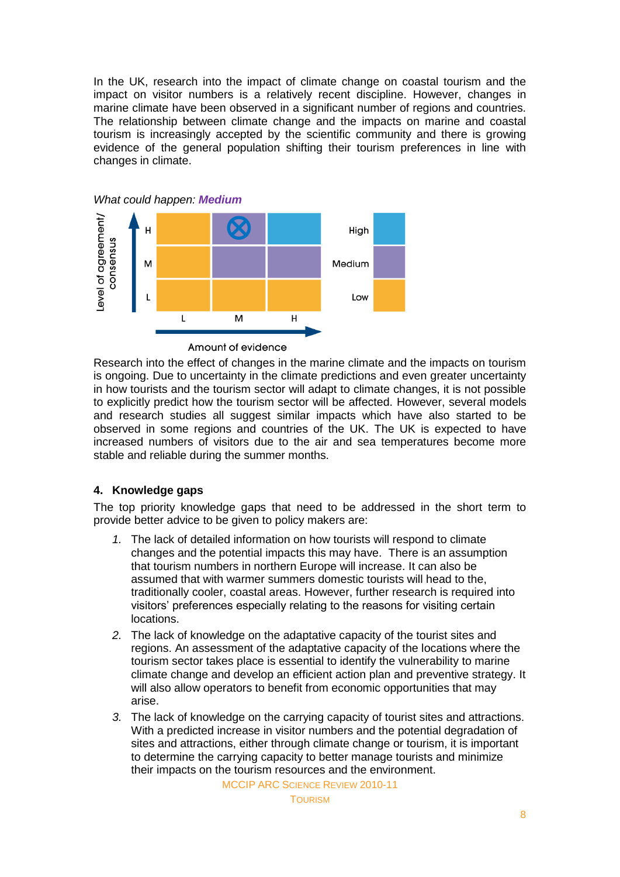In the UK, research into the impact of climate change on coastal tourism and the impact on visitor numbers is a relatively recent discipline. However, changes in marine climate have been observed in a significant number of regions and countries. The relationship between climate change and the impacts on marine and coastal tourism is increasingly accepted by the scientific community and there is growing evidence of the general population shifting their tourism preferences in line with changes in climate.

*What could happen:* ***Medium***

Research into the effect of changes in the marine climate and the impacts on tourism is ongoing. Due to uncertainty in the climate predictions and even greater uncertainty in how tourists and the tourism sector will adapt to climate changes, it is not possible to explicitly predict how the tourism sector will be affected. However, several models and research studies all suggest similar impacts which have also started to be observed in some regions and countries of the UK. The UK is expected to have increased numbers of visitors due to the air and sea temperatures become more stable and reliable during the summer months.

## 4. Knowledge gaps

The top priority knowledge gaps that need to be addressed in the short term to provide better advice to be given to policy makers are:

1. The lack of detailed information on how tourists will respond to climate changes and the potential impacts this may have. There is an assumption that tourism numbers in northern Europe will increase. It can also be assumed that with warmer summers domestic tourists will head to the, traditionally cooler, coastal areas. However, further research is required into visitors' preferences especially relating to the reasons for visiting certain locations.
2. The lack of knowledge on the adaptative capacity of the tourist sites and regions. An assessment of the adaptative capacity of the locations where the tourism sector takes place is essential to identify the vulnerability to marine climate change and develop an efficient action plan and preventive strategy. It will also allow operators to benefit from economic opportunities that may arise.
3. The lack of knowledge on the carrying capacity of tourist sites and attractions. With a predicted increase in visitor numbers and the potential degradation of sites and attractions, either through climate change or tourism, it is important to determine the carrying capacity to better manage tourists and minimize their impacts on the tourism resources and the environment.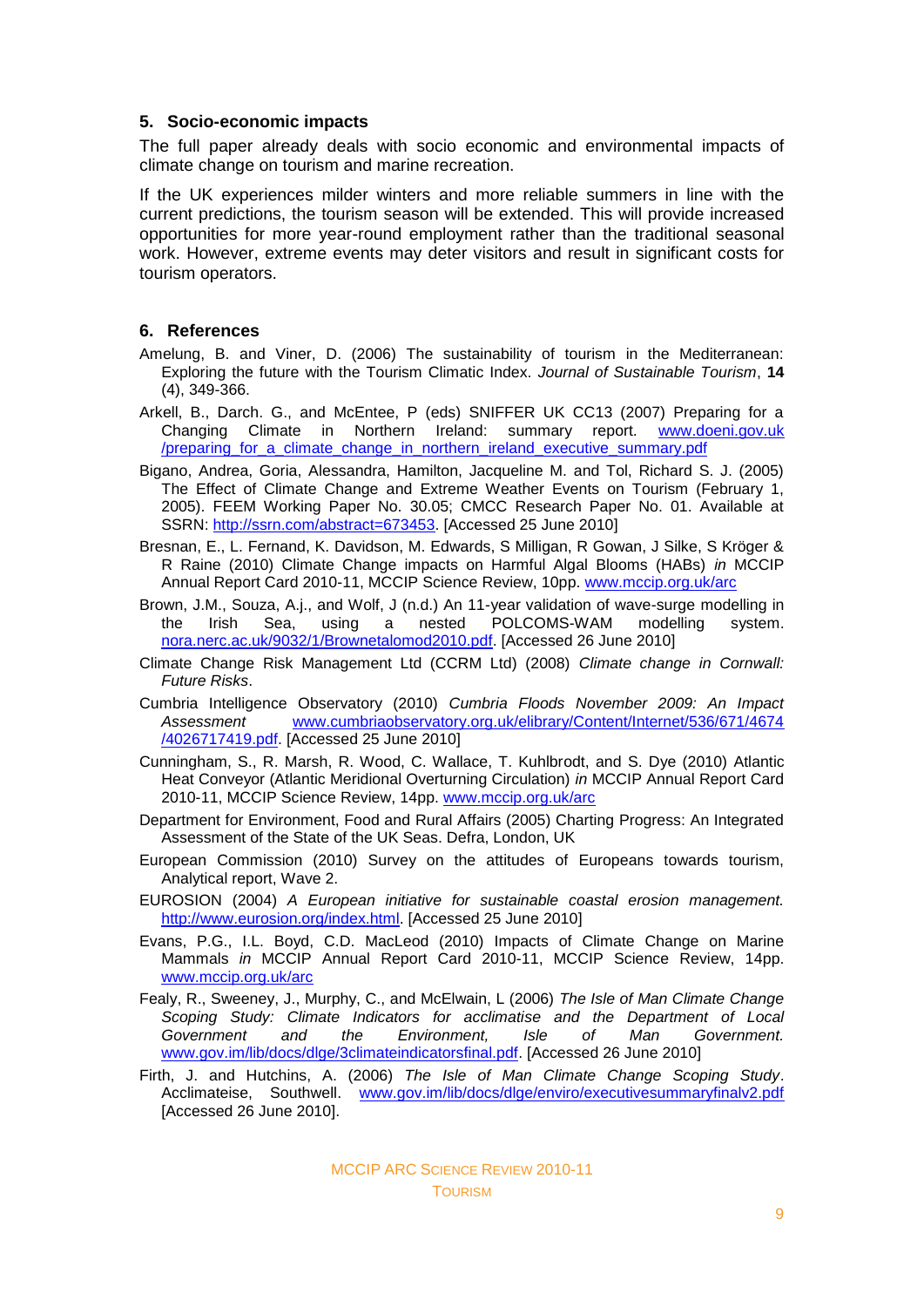## 5. Socio-economic impacts

The full paper already deals with socio economic and environmental impacts of climate change on tourism and marine recreation.

If the UK experiences milder winters and more reliable summers in line with the current predictions, the tourism season will be extended. This will provide increased opportunities for more year-round employment rather than the traditional seasonal work. However, extreme events may deter visitors and result in significant costs for tourism operators.

## 6. References

Amelung, B. and Viner, D. (2006) The sustainability of tourism in the Mediterranean: Exploring the future with the Tourism Climatic Index. *Journal of Sustainable Tourism*, **14** (4), 349-366.

Arkell, B., Darch. G., and McEntee, P (eds) SNIFFER UK CC13 (2007) Preparing for a Changing Climate in Northern Ireland: summary report. www.doeni.gov.uk /preparing_for_a_climate_change_in_northern_ireland_executive_summary.pdf

Bigano, Andrea, Goria, Alessandra, Hamilton, Jacqueline M. and Tol, Richard S. J. (2005) The Effect of Climate Change and Extreme Weather Events on Tourism (February 1, 2005). FEEM Working Paper No. 30.05; CMCC Research Paper No. 01. Available at SSRN: http://ssrn.com/abstract=673453. [Accessed 25 June 2010]

Bresnan, E., L. Fernand, K. Davidson, M. Edwards, S Milligan, R Gowan, J Silke, S Kröger & R Raine (2010) Climate Change impacts on Harmful Algal Blooms (HABs) *in* MCCIP Annual Report Card 2010-11, MCCIP Science Review, 10pp. www.mccip.org.uk/arc

Brown, J.M., Souza, A.j., and Wolf, J (n.d.) An 11-year validation of wave-surge modelling in the Irish Sea, using a nested POLCOMS-WAM modelling system. nora.nerc.ac.uk/9032/1/Brownetalomod2010.pdf. [Accessed 26 June 2010]

Climate Change Risk Management Ltd (CCRM Ltd) (2008) *Climate change in Cornwall: Future Risks*.

Cumbria Intelligence Observatory (2010) *Cumbria Floods November 2009: An Impact Assessment* www.cumbriaobservatory.org.uk/elibrary/Content/Internet/536/671/4674 /4026717419.pdf. [Accessed 25 June 2010]

Cunningham, S., R. Marsh, R. Wood, C. Wallace, T. Kuhlbrodt, and S. Dye (2010) Atlantic Heat Conveyor (Atlantic Meridional Overturning Circulation) *in* MCCIP Annual Report Card 2010-11, MCCIP Science Review, 14pp. www.mccip.org.uk/arc

Department for Environment, Food and Rural Affairs (2005) Charting Progress: An Integrated Assessment of the State of the UK Seas. Defra, London, UK

European Commission (2010) Survey on the attitudes of Europeans towards tourism, Analytical report, Wave 2.

EUROSION (2004) *A European initiative for sustainable coastal erosion management.* http://www.eurosion.org/index.html. [Accessed 25 June 2010]

Evans, P.G., I.L. Boyd, C.D. MacLeod (2010) Impacts of Climate Change on Marine Mammals *in* MCCIP Annual Report Card 2010-11, MCCIP Science Review, 14pp. www.mccip.org.uk/arc

Fealy, R., Sweeney, J., Murphy, C., and McElwain, L (2006) *The Isle of Man Climate Change Scoping Study: Climate Indicators for acclimatise and the Department of Local Government and the Environment, Isle of Man Government.* www.gov.im/lib/docs/dlge/3climateindicatorsfinal.pdf. [Accessed 26 June 2010]

Firth, J. and Hutchins, A. (2006) *The Isle of Man Climate Change Scoping Study*. Acclimateise, Southwell. www.gov.im/lib/docs/dlge/enviro/executivesummaryfinalv2.pdf [Accessed 26 June 2010].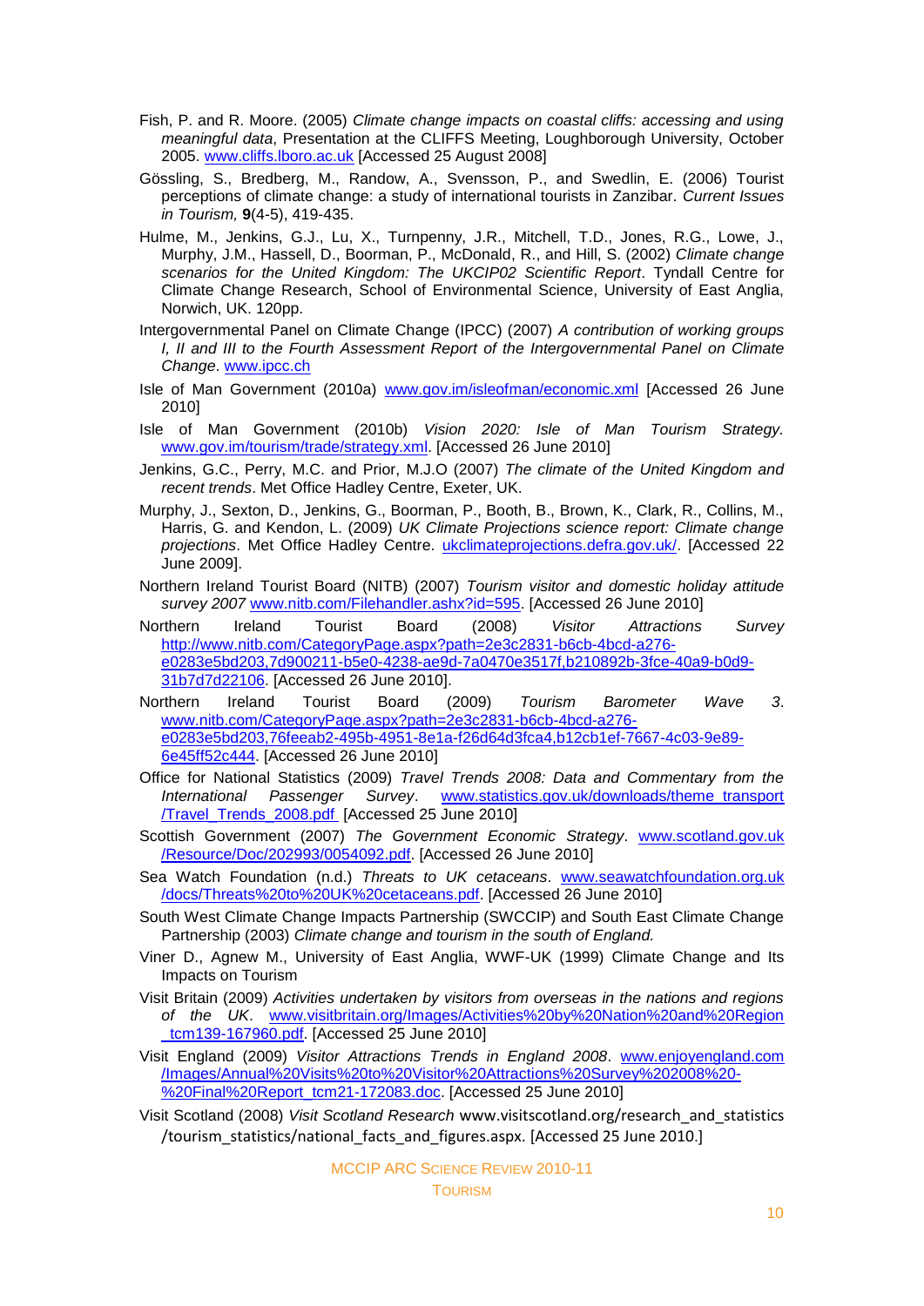Fish, P. and R. Moore. (2005) *Climate change impacts on coastal cliffs: accessing and using meaningful data*, Presentation at the CLIFFS Meeting, Loughborough University, October 2005. www.cliffs.lboro.ac.uk [Accessed 25 August 2008]

Gössling, S., Bredberg, M., Randow, A., Svensson, P., and Swedlin, E. (2006) Tourist perceptions of climate change: a study of international tourists in Zanzibar. *Current Issues in Tourism,* **9**(4-5), 419-435.

Hulme, M., Jenkins, G.J., Lu, X., Turnpenny, J.R., Mitchell, T.D., Jones, R.G., Lowe, J., Murphy, J.M., Hassell, D., Boorman, P., McDonald, R., and Hill, S. (2002) *Climate change scenarios for the United Kingdom: The UKCIP02 Scientific Report*. Tyndall Centre for Climate Change Research, School of Environmental Science, University of East Anglia, Norwich, UK. 120pp.

Intergovernmental Panel on Climate Change (IPCC) (2007) *A contribution of working groups I, II and III to the Fourth Assessment Report of the Intergovernmental Panel on Climate Change*. www.ipcc.ch

Isle of Man Government (2010a) www.gov.im/isleofman/economic.xml [Accessed 26 June 2010]

Isle of Man Government (2010b) *Vision 2020: Isle of Man Tourism Strategy.* www.gov.im/tourism/trade/strategy.xml. [Accessed 26 June 2010]

Jenkins, G.C., Perry, M.C. and Prior, M.J.O (2007) *The climate of the United Kingdom and recent trends*. Met Office Hadley Centre, Exeter, UK.

Murphy, J., Sexton, D., Jenkins, G., Boorman, P., Booth, B., Brown, K., Clark, R., Collins, M., Harris, G. and Kendon, L. (2009) *UK Climate Projections science report: Climate change projections*. Met Office Hadley Centre. ukclimateprojections.defra.gov.uk/. [Accessed 22 June 2009].

Northern Ireland Tourist Board (NITB) (2007) *Tourism visitor and domestic holiday attitude survey 2007* www.nitb.com/Filehandler.ashx?id=595. [Accessed 26 June 2010]

Northern Ireland Tourist Board (2008) *Visitor Attractions Survey* http://www.nitb.com/CategoryPage.aspx?path=2e3c2831-b6cb-4bcd-a276-e0283e5bd203,7d900211-b5e0-4238-ae9d-7a0470e3517f,b210892b-3fce-40a9-b0d9-31b7d7d22106. [Accessed 26 June 2010].

Northern Ireland Tourist Board (2009) *Tourism Barometer Wave 3*. www.nitb.com/CategoryPage.aspx?path=2e3c2831-b6cb-4bcd-a276-e0283e5bd203,76feeab2-495b-4951-8e1a-f26d64d3fca4,b12cb1ef-7667-4c03-9e89-6e45ff52c444. [Accessed 26 June 2010]

Office for National Statistics (2009) *Travel Trends 2008: Data and Commentary from the International Passenger Survey*. www.statistics.gov.uk/downloads/theme_transport /Travel_Trends_2008.pdf [Accessed 25 June 2010]

Scottish Government (2007) *The Government Economic Strategy*. www.scotland.gov.uk /Resource/Doc/202993/0054092.pdf. [Accessed 26 June 2010]

Sea Watch Foundation (n.d.) *Threats to UK cetaceans*. www.seawatchfoundation.org.uk /docs/Threats%20to%20UK%20cetaceans.pdf. [Accessed 26 June 2010]

South West Climate Change Impacts Partnership (SWCCIP) and South East Climate Change Partnership (2003) *Climate change and tourism in the south of England.*

Viner D., Agnew M., University of East Anglia, WWF-UK (1999) Climate Change and Its Impacts on Tourism

Visit Britain (2009) *Activities undertaken by visitors from overseas in the nations and regions of the UK*. www.visitbritain.org/Images/Activities%20by%20Nation%20and%20Region _tcm139-167960.pdf. [Accessed 25 June 2010]

Visit England (2009) *Visitor Attractions Trends in England 2008*. www.enjoyengland.com /Images/Annual%20Visits%20to%20Visitor%20Attractions%20Survey%202008%20-%20Final%20Report_tcm21-172083.doc. [Accessed 25 June 2010]

Visit Scotland (2008) *Visit Scotland Research* www.visitscotland.org/research_and_statistics /tourism_statistics/national_facts_and_figures.aspx. [Accessed 25 June 2010.]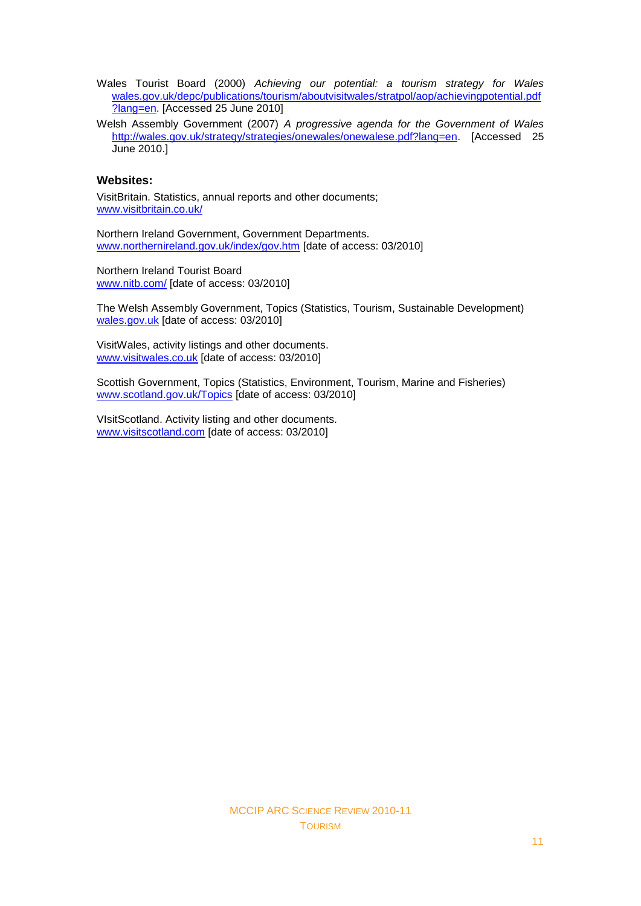Wales Tourist Board (2000) *Achieving our potential: a tourism strategy for Wales* wales.gov.uk/depc/publications/tourism/aboutvisitwales/stratpol/aop/achievingpotential.pdf?lang=en. [Accessed 25 June 2010]

Welsh Assembly Government (2007) *A progressive agenda for the Government of Wales* http://wales.gov.uk/strategy/strategies/onewales/onewalese.pdf?lang=en. [Accessed 25 June 2010.]

### Websites:

VisitBritain. Statistics, annual reports and other documents;
www.visitbritain.co.uk/

Northern Ireland Government, Government Departments.
www.northernireland.gov.uk/index/gov.htm [date of access: 03/2010]

Northern Ireland Tourist Board
www.nitb.com/ [date of access: 03/2010]

The Welsh Assembly Government, Topics (Statistics, Tourism, Sustainable Development)
wales.gov.uk [date of access: 03/2010]

VisitWales, activity listings and other documents.
www.visitwales.co.uk [date of access: 03/2010]

Scottish Government, Topics (Statistics, Environment, Tourism, Marine and Fisheries)
www.scotland.gov.uk/Topics [date of access: 03/2010]

VIsitScotland. Activity listing and other documents.
www.visitscotland.com [date of access: 03/2010]